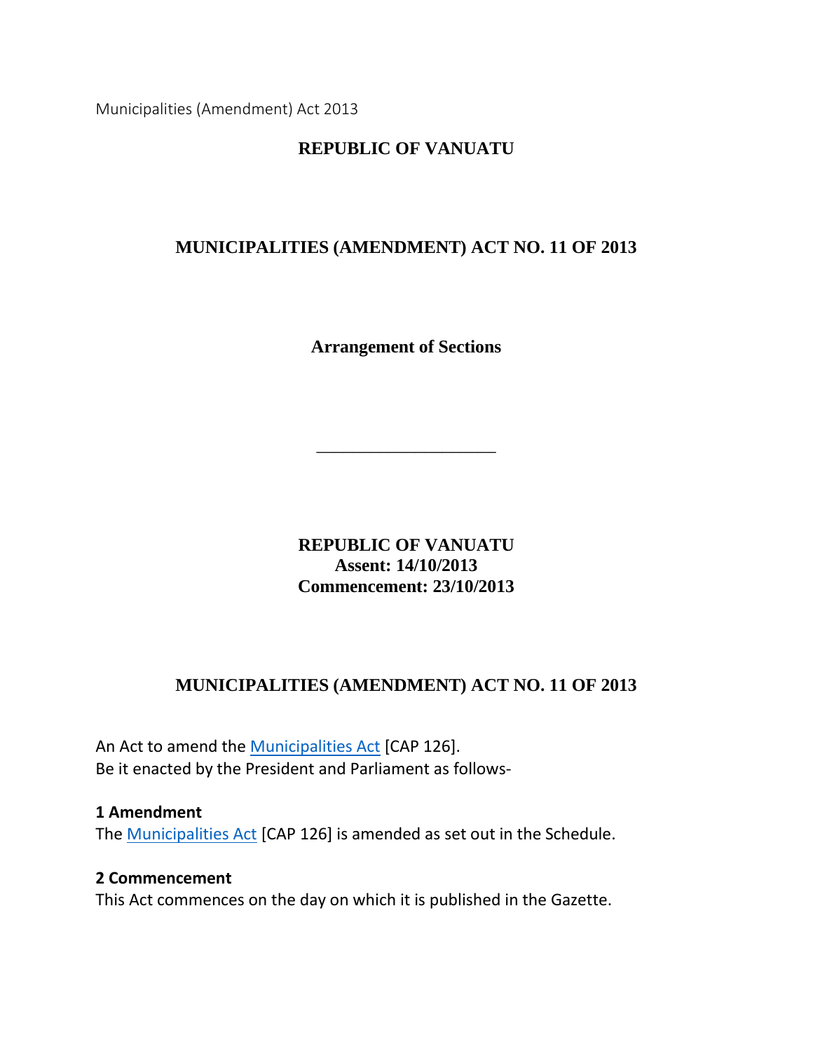# REPUBLIC OF VANUATU

## MUNICIPALITIES (AMENDMENT) ACT NO. 11 OF 2013

### Arrangement of Sections

---

**REPUBLIC OF VANUATU**
**Assent: 14/10/2013**
**Commencement: 23/10/2013**

## MUNICIPALITIES (AMENDMENT) ACT NO. 11 OF 2013

An Act to amend the Municipalities Act [CAP 126].
Be it enacted by the President and Parliament as follows-

**1 Amendment**
The Municipalities Act [CAP 126] is amended as set out in the Schedule.

**2 Commencement**
This Act commences on the day on which it is published in the Gazette.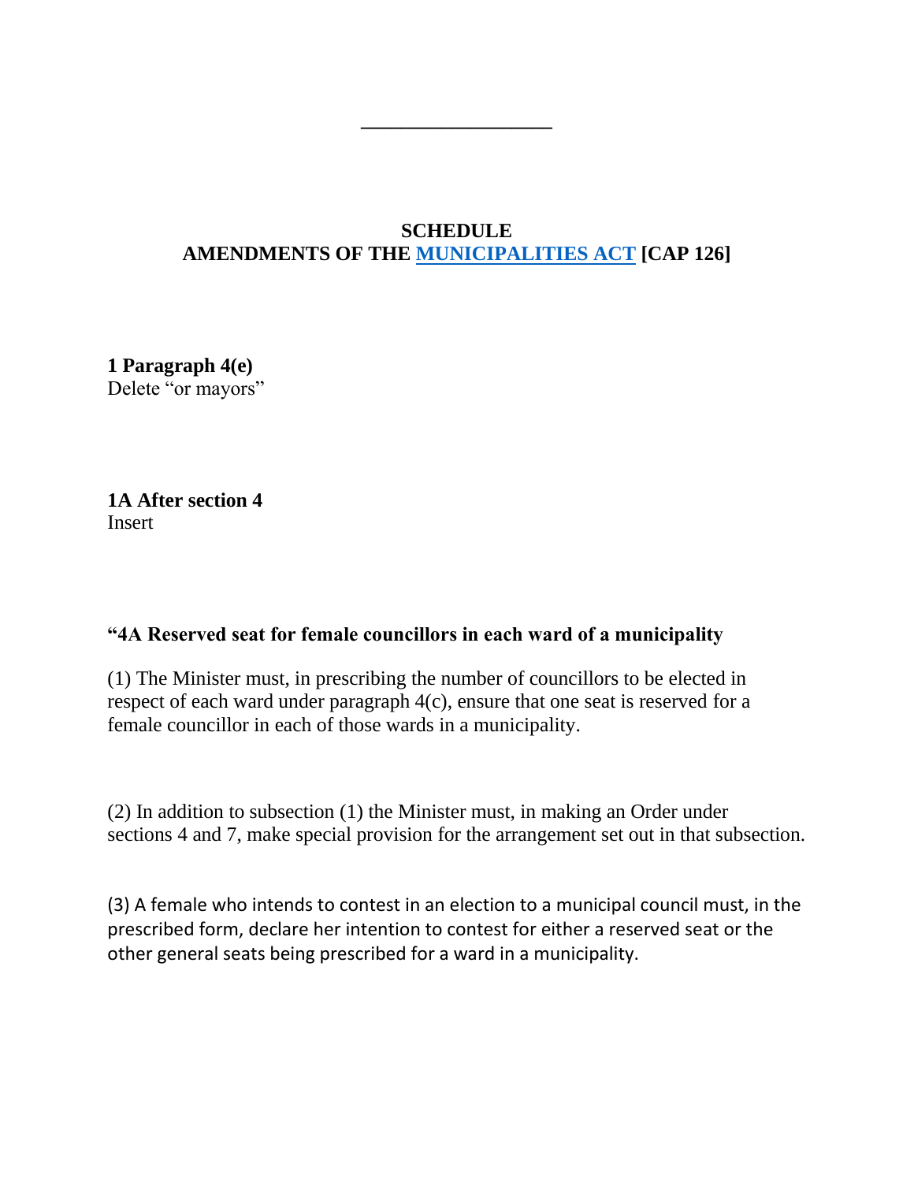---

**SCHEDULE**
**AMENDMENTS OF THE MUNICIPALITIES ACT [CAP 126]**

**1 Paragraph 4(e)**
Delete "or mayors"

**1A After section 4**
Insert

**"4A Reserved seat for female councillors in each ward of a municipality**

(1) The Minister must, in prescribing the number of councillors to be elected in respect of each ward under paragraph 4(c), ensure that one seat is reserved for a female councillor in each of those wards in a municipality.

(2) In addition to subsection (1) the Minister must, in making an Order under sections 4 and 7, make special provision for the arrangement set out in that subsection.

(3) A female who intends to contest in an election to a municipal council must, in the prescribed form, declare her intention to contest for either a reserved seat or the other general seats being prescribed for a ward in a municipality.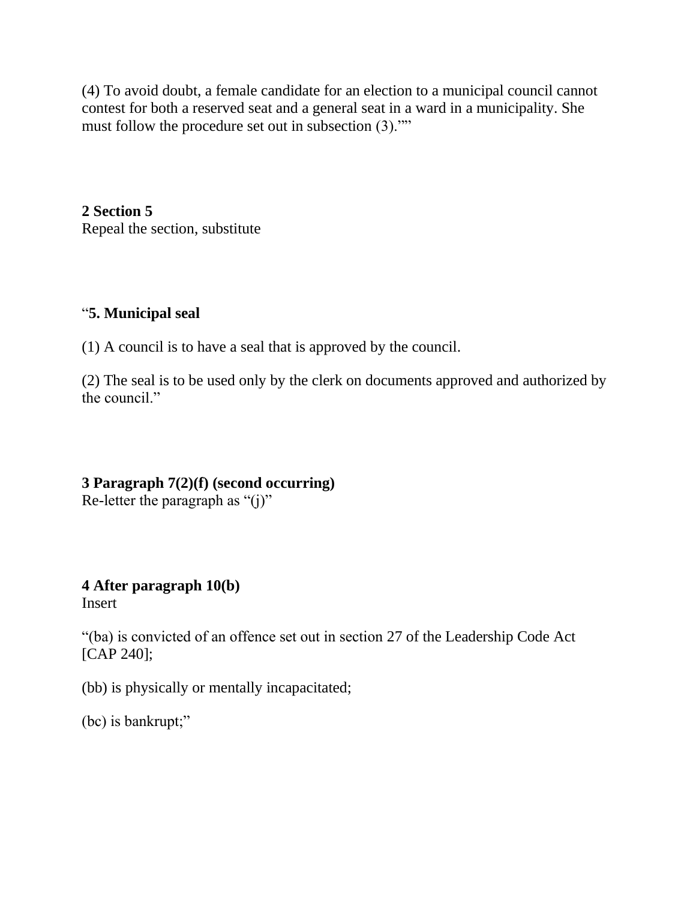(4) To avoid doubt, a female candidate for an election to a municipal council cannot contest for both a reserved seat and a general seat in a ward in a municipality. She must follow the procedure set out in subsection (3).""

**2 Section 5**
Repeal the section, substitute

"**5. Municipal seal**

(1) A council is to have a seal that is approved by the council.

(2) The seal is to be used only by the clerk on documents approved and authorized by the council."

**3 Paragraph 7(2)(f) (second occurring)**
Re-letter the paragraph as "(j)"

**4 After paragraph 10(b)**
Insert

"(ba) is convicted of an offence set out in section 27 of the Leadership Code Act [CAP 240];

(bb) is physically or mentally incapacitated;

(bc) is bankrupt;"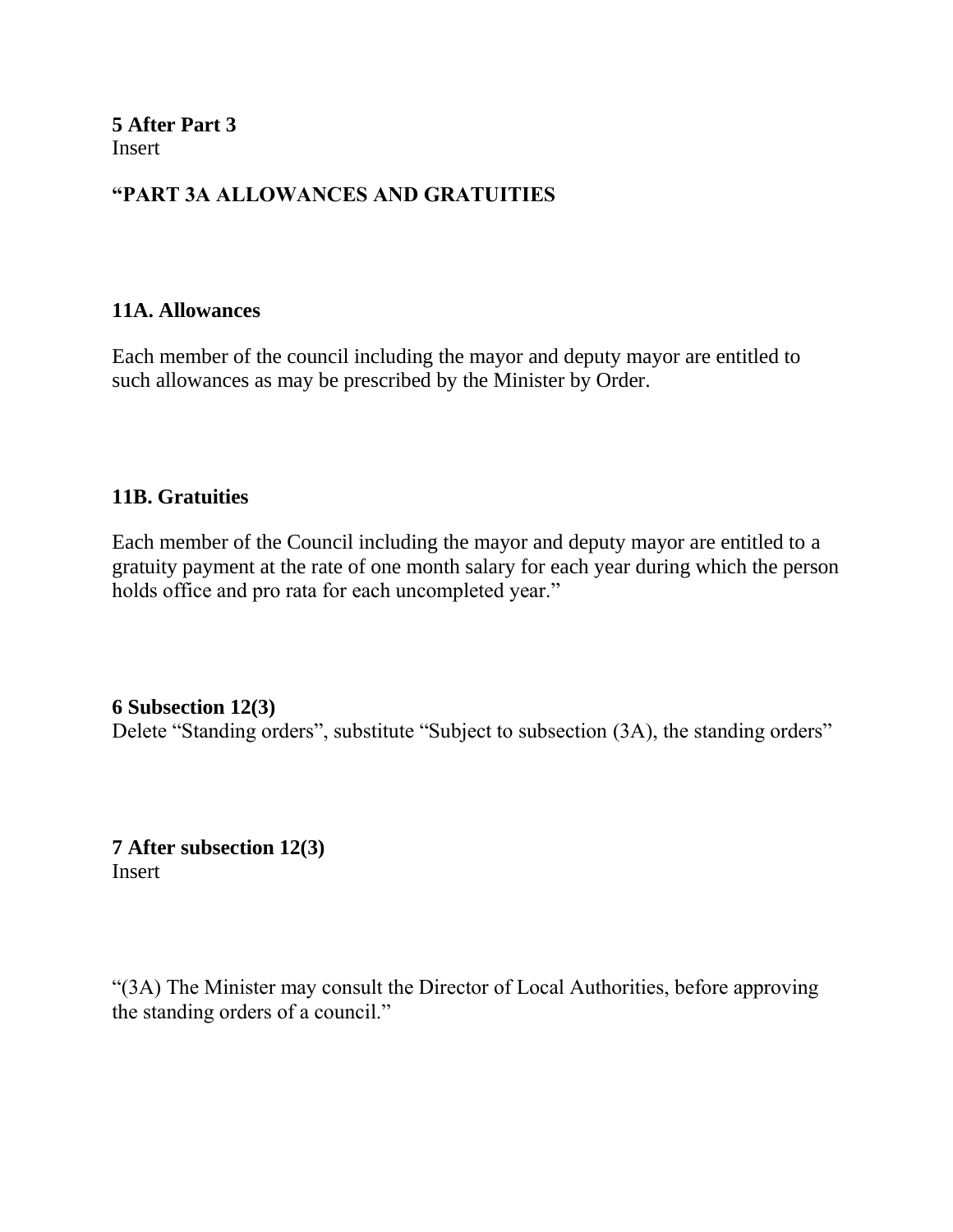**5 After Part 3**
Insert

**"PART 3A ALLOWANCES AND GRATUITIES**

**11A. Allowances**

Each member of the council including the mayor and deputy mayor are entitled to such allowances as may be prescribed by the Minister by Order.

**11B. Gratuities**

Each member of the Council including the mayor and deputy mayor are entitled to a gratuity payment at the rate of one month salary for each year during which the person holds office and pro rata for each uncompleted year."

**6 Subsection 12(3)**
Delete "Standing orders", substitute "Subject to subsection (3A), the standing orders"

**7 After subsection 12(3)**
Insert

"(3A) The Minister may consult the Director of Local Authorities, before approving the standing orders of a council."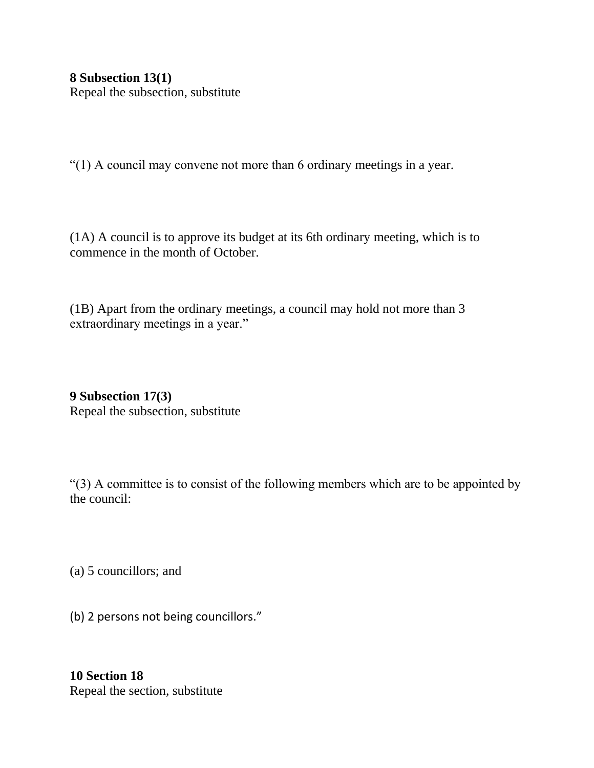**8 Subsection 13(1)**
Repeal the subsection, substitute

“(1) A council may convene not more than 6 ordinary meetings in a year.

(1A) A council is to approve its budget at its 6th ordinary meeting, which is to commence in the month of October.

(1B) Apart from the ordinary meetings, a council may hold not more than 3 extraordinary meetings in a year.”

**9 Subsection 17(3)**
Repeal the subsection, substitute

“(3) A committee is to consist of the following members which are to be appointed by the council:

(a) 5 councillors; and

(b) 2 persons not being councillors.”

**10 Section 18**
Repeal the section, substitute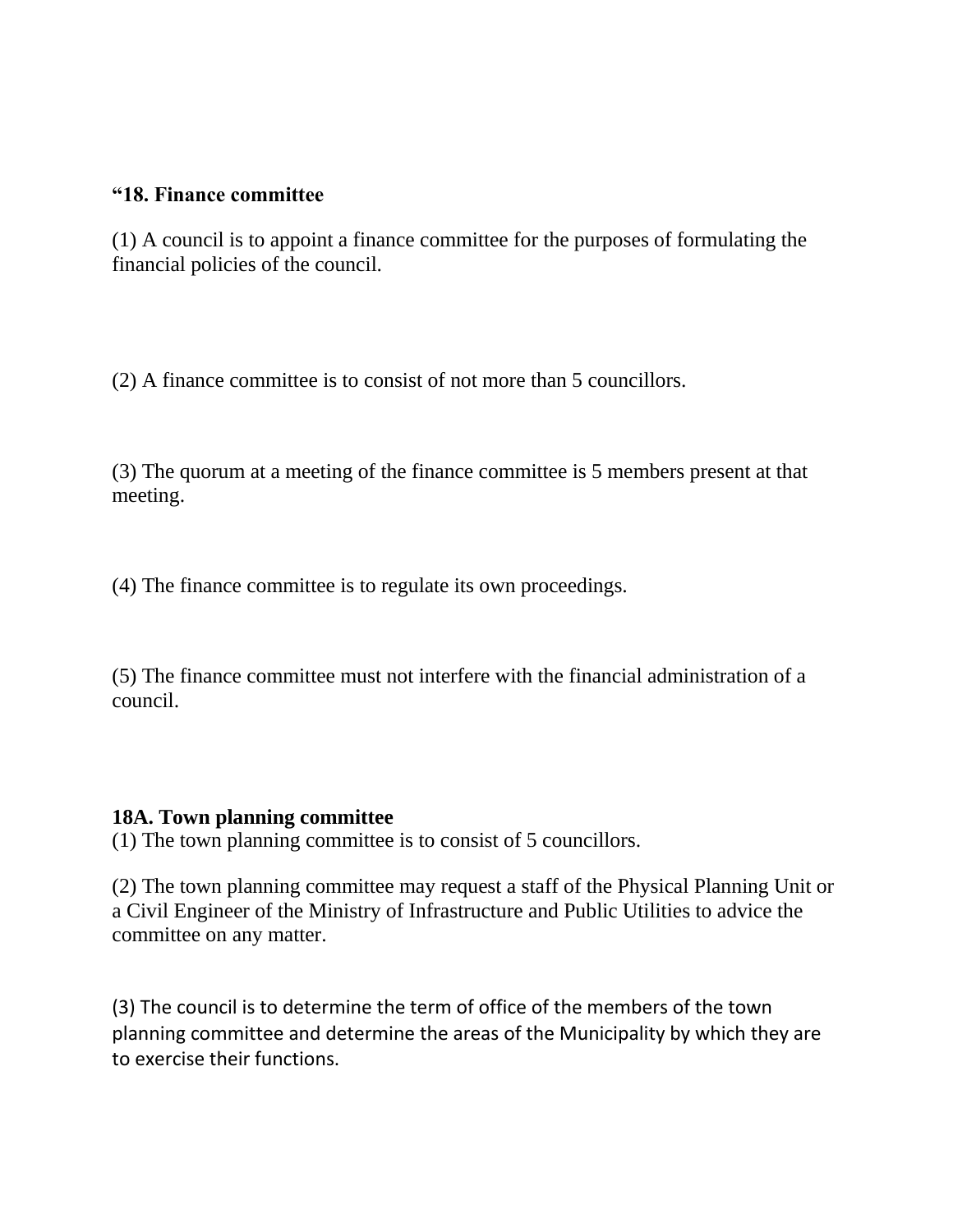**“18. Finance committee**

(1) A council is to appoint a finance committee for the purposes of formulating the financial policies of the council.

(2) A finance committee is to consist of not more than 5 councillors.

(3) The quorum at a meeting of the finance committee is 5 members present at that meeting.

(4) The finance committee is to regulate its own proceedings.

(5) The finance committee must not interfere with the financial administration of a council.

**18A. Town planning committee**

(1) The town planning committee is to consist of 5 councillors.

(2) The town planning committee may request a staff of the Physical Planning Unit or a Civil Engineer of the Ministry of Infrastructure and Public Utilities to advice the committee on any matter.

(3) The council is to determine the term of office of the members of the town planning committee and determine the areas of the Municipality by which they are to exercise their functions.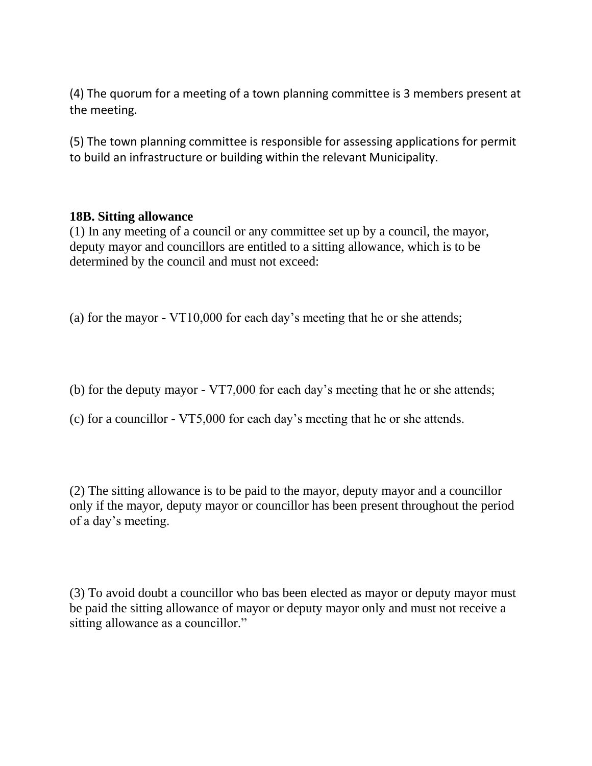(4) The quorum for a meeting of a town planning committee is 3 members present at the meeting.

(5) The town planning committee is responsible for assessing applications for permit to build an infrastructure or building within the relevant Municipality.

**18B. Sitting allowance**

(1) In any meeting of a council or any committee set up by a council, the mayor, deputy mayor and councillors are entitled to a sitting allowance, which is to be determined by the council and must not exceed:

(a) for the mayor - VT10,000 for each day's meeting that he or she attends;

(b) for the deputy mayor - VT7,000 for each day's meeting that he or she attends;

(c) for a councillor - VT5,000 for each day's meeting that he or she attends.

(2) The sitting allowance is to be paid to the mayor, deputy mayor and a councillor only if the mayor, deputy mayor or councillor has been present throughout the period of a day's meeting.

(3) To avoid doubt a councillor who bas been elected as mayor or deputy mayor must be paid the sitting allowance of mayor or deputy mayor only and must not receive a sitting allowance as a councillor."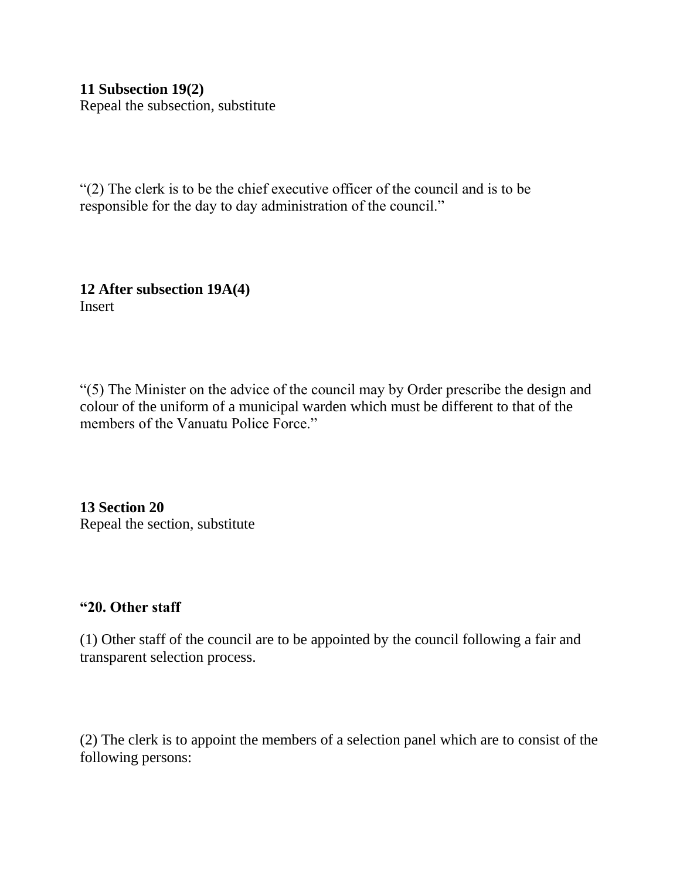**11 Subsection 19(2)**
Repeal the subsection, substitute

“(2) The clerk is to be the chief executive officer of the council and is to be responsible for the day to day administration of the council.”

**12 After subsection 19A(4)**
Insert

“(5) The Minister on the advice of the council may by Order prescribe the design and colour of the uniform of a municipal warden which must be different to that of the members of the Vanuatu Police Force.”

**13 Section 20**
Repeal the section, substitute

**“20. Other staff**

(1) Other staff of the council are to be appointed by the council following a fair and transparent selection process.

(2) The clerk is to appoint the members of a selection panel which are to consist of the following persons: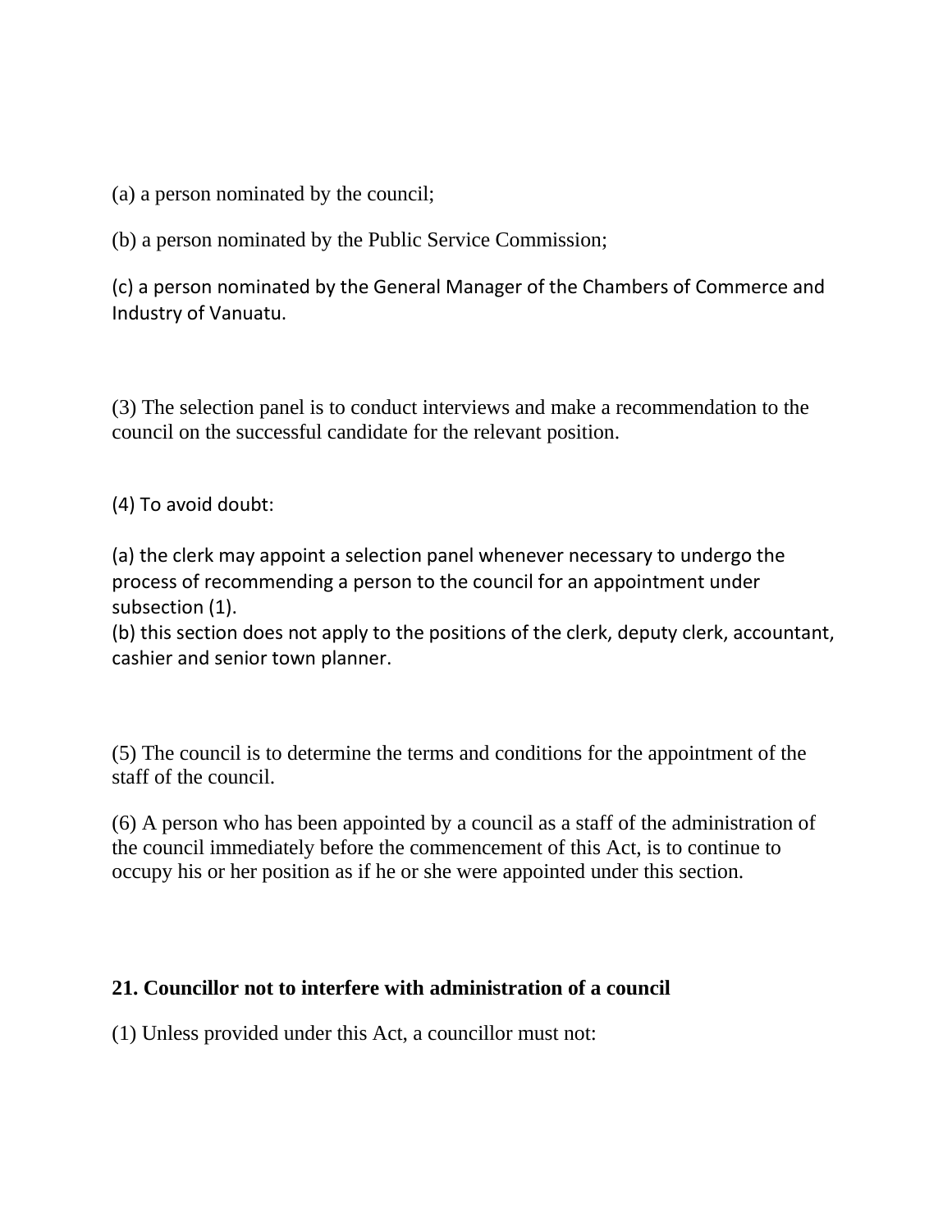(a) a person nominated by the council;

(b) a person nominated by the Public Service Commission;

(c) a person nominated by the General Manager of the Chambers of Commerce and Industry of Vanuatu.

(3) The selection panel is to conduct interviews and make a recommendation to the council on the successful candidate for the relevant position.

(4) To avoid doubt:

(a) the clerk may appoint a selection panel whenever necessary to undergo the process of recommending a person to the council for an appointment under subsection (1).
(b) this section does not apply to the positions of the clerk, deputy clerk, accountant, cashier and senior town planner.

(5) The council is to determine the terms and conditions for the appointment of the staff of the council.

(6) A person who has been appointed by a council as a staff of the administration of the council immediately before the commencement of this Act, is to continue to occupy his or her position as if he or she were appointed under this section.

**21. Councillor not to interfere with administration of a council**

(1) Unless provided under this Act, a councillor must not: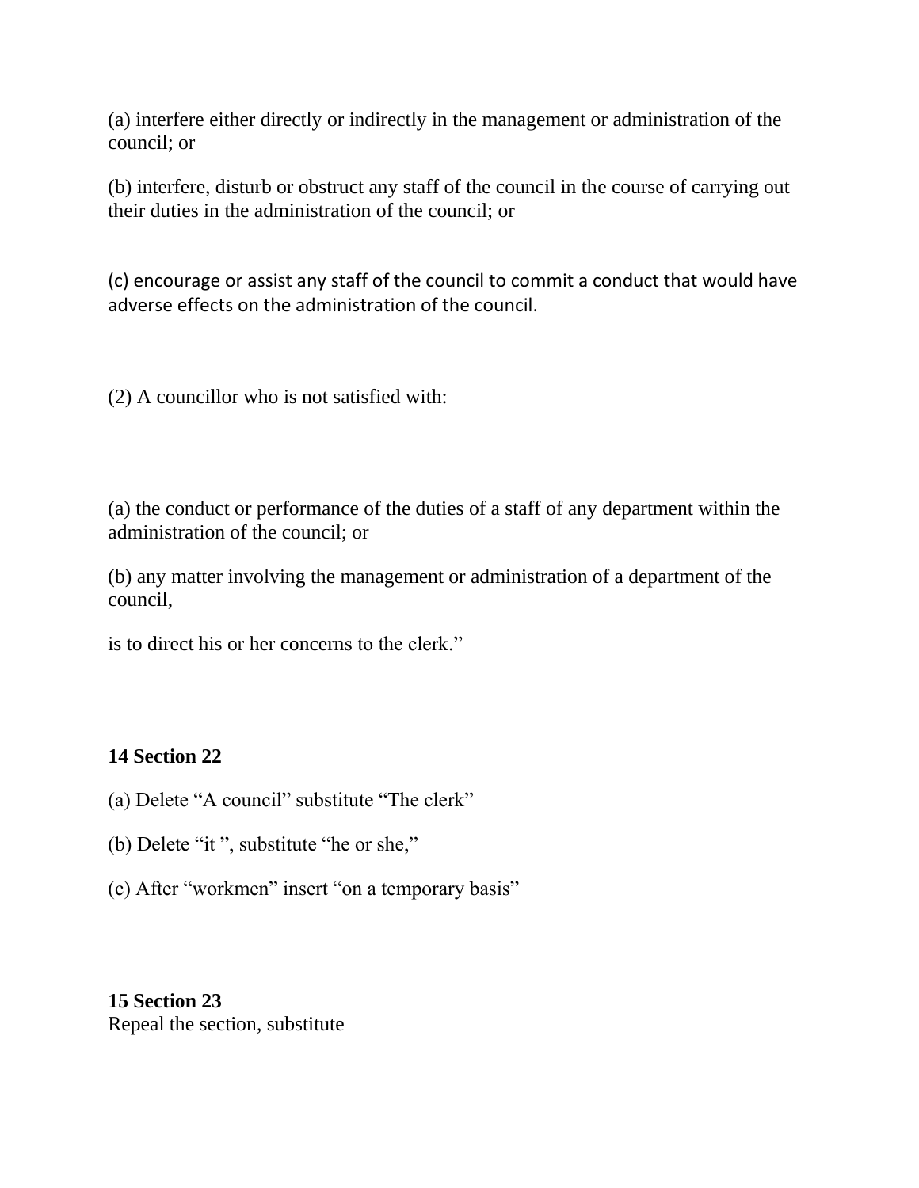(a) interfere either directly or indirectly in the management or administration of the council; or

(b) interfere, disturb or obstruct any staff of the council in the course of carrying out their duties in the administration of the council; or

(c) encourage or assist any staff of the council to commit a conduct that would have adverse effects on the administration of the council.

(2) A councillor who is not satisfied with:

(a) the conduct or performance of the duties of a staff of any department within the administration of the council; or

(b) any matter involving the management or administration of a department of the council,

is to direct his or her concerns to the clerk."

**14 Section 22**

(a) Delete "A council" substitute "The clerk"

(b) Delete "it ", substitute "he or she,"

(c) After "workmen" insert "on a temporary basis"

**15 Section 23**
Repeal the section, substitute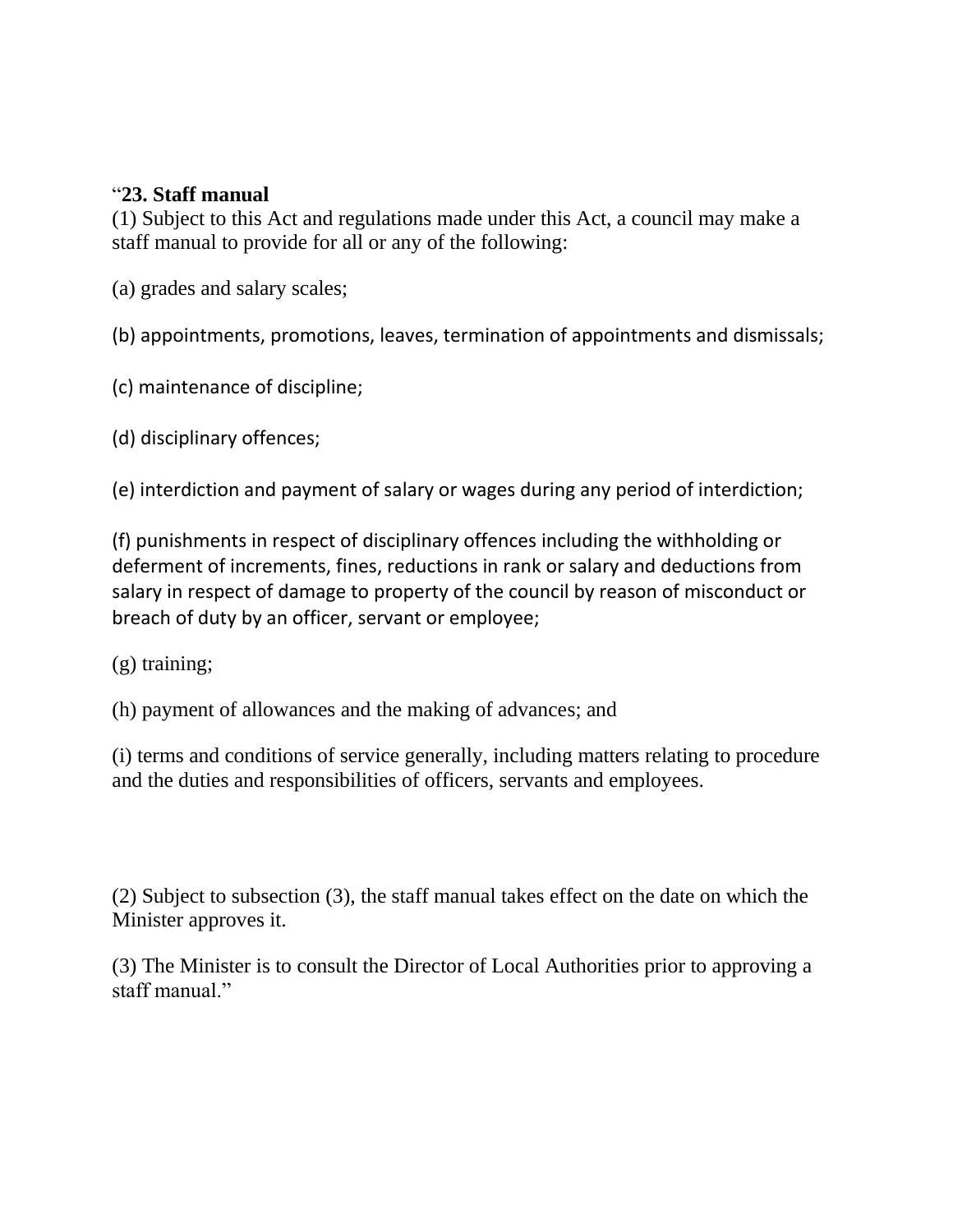"**23. Staff manual**

(1) Subject to this Act and regulations made under this Act, a council may make a staff manual to provide for all or any of the following:

(a) grades and salary scales;

(b) appointments, promotions, leaves, termination of appointments and dismissals;

(c) maintenance of discipline;

(d) disciplinary offences;

(e) interdiction and payment of salary or wages during any period of interdiction;

(f) punishments in respect of disciplinary offences including the withholding or deferment of increments, fines, reductions in rank or salary and deductions from salary in respect of damage to property of the council by reason of misconduct or breach of duty by an officer, servant or employee;

(g) training;

(h) payment of allowances and the making of advances; and

(i) terms and conditions of service generally, including matters relating to procedure and the duties and responsibilities of officers, servants and employees.

(2) Subject to subsection (3), the staff manual takes effect on the date on which the Minister approves it.

(3) The Minister is to consult the Director of Local Authorities prior to approving a staff manual."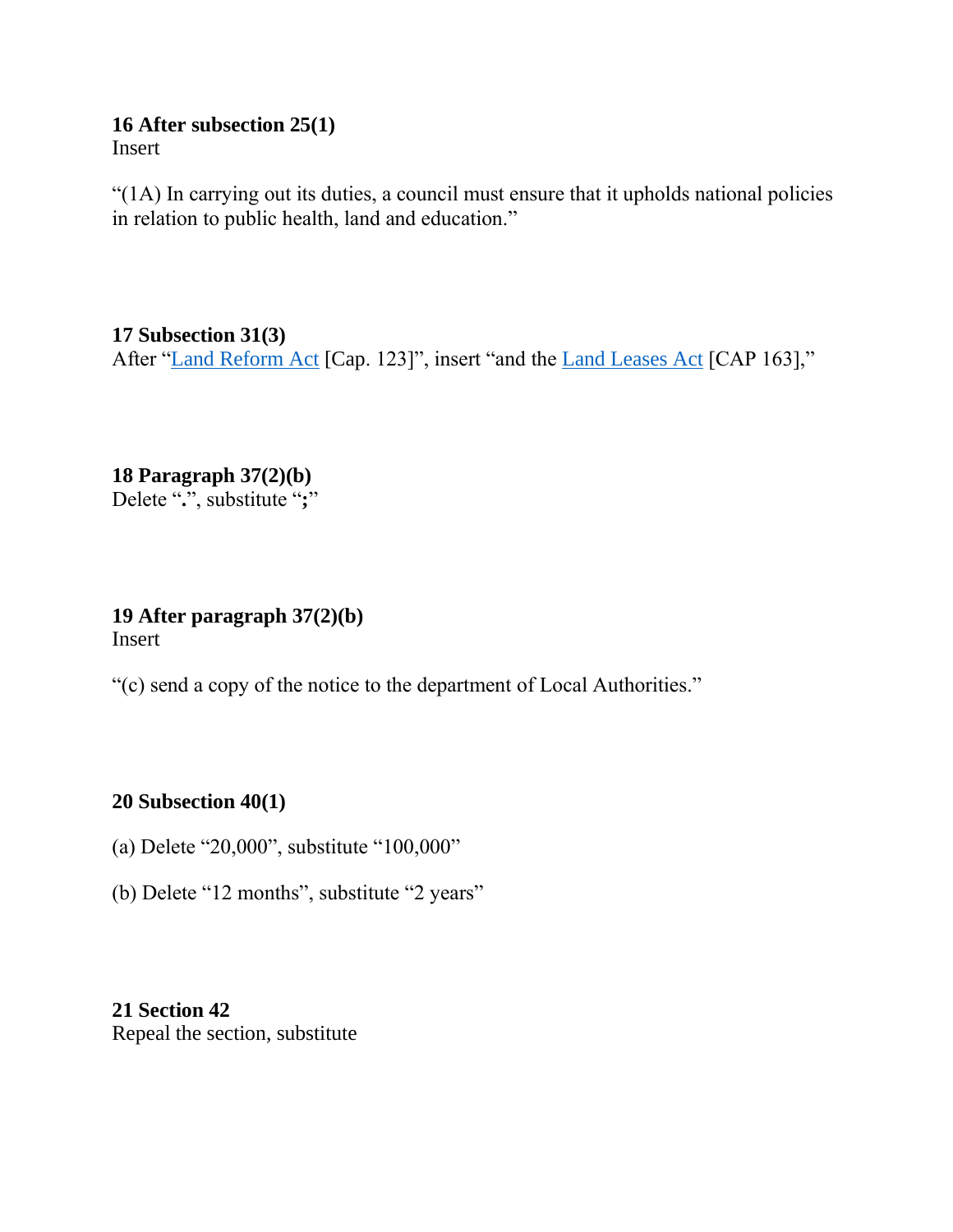**16 After subsection 25(1)**
Insert

"(1A) In carrying out its duties, a council must ensure that it upholds national policies in relation to public health, land and education."

**17 Subsection 31(3)**
After "Land Reform Act [Cap. 123]", insert "and the Land Leases Act [CAP 163],"

**18 Paragraph 37(2)(b)**
Delete "**.**", substitute "**;**"

**19 After paragraph 37(2)(b)**
Insert

"(c) send a copy of the notice to the department of Local Authorities."

**20 Subsection 40(1)**

(a) Delete "20,000", substitute "100,000"

(b) Delete "12 months", substitute "2 years"

**21 Section 42**
Repeal the section, substitute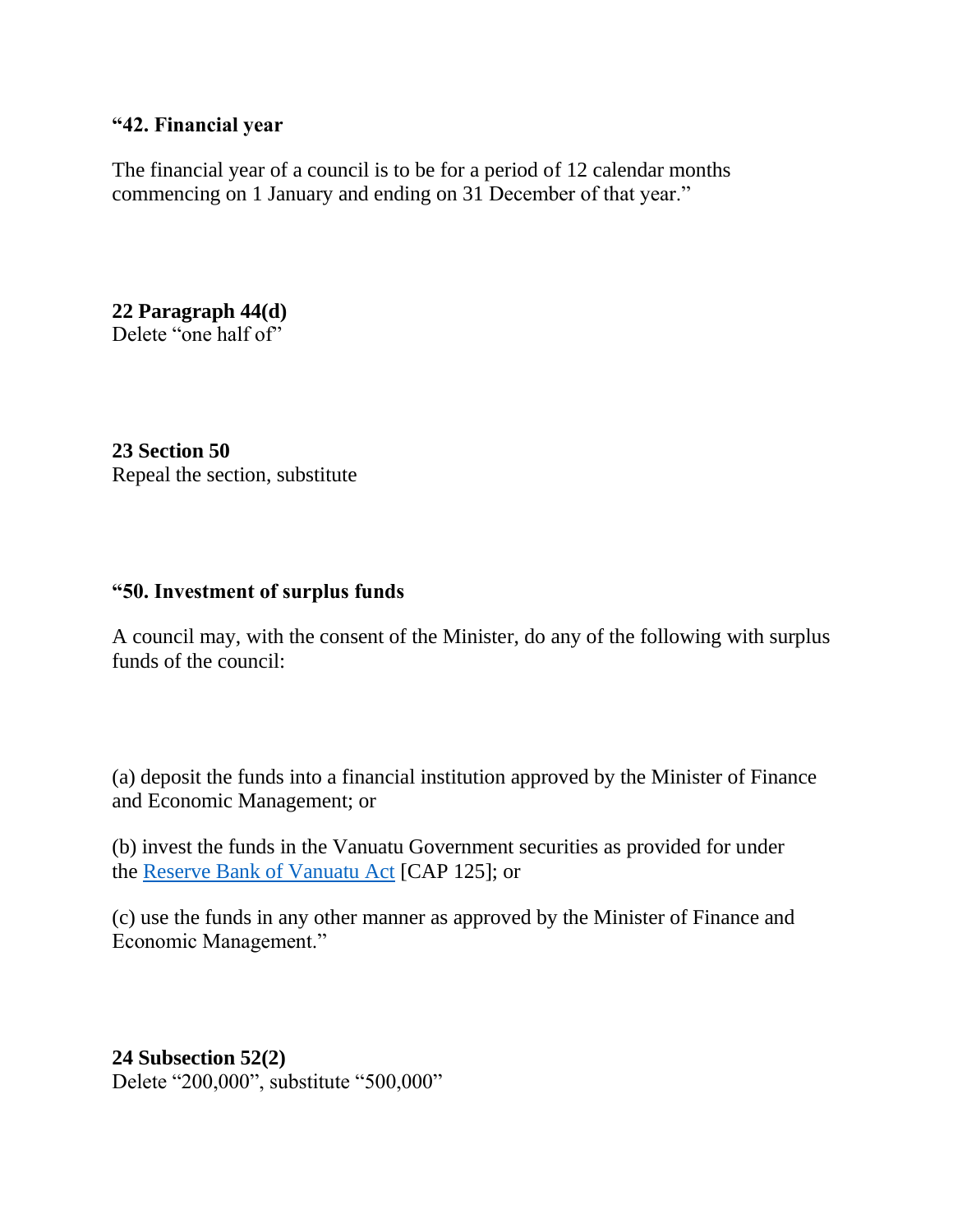**“42. Financial year**

The financial year of a council is to be for a period of 12 calendar months commencing on 1 January and ending on 31 December of that year.”

**22 Paragraph 44(d)**
Delete “one half of”

**23 Section 50**
Repeal the section, substitute

**“50. Investment of surplus funds**

A council may, with the consent of the Minister, do any of the following with surplus funds of the council:

(a) deposit the funds into a financial institution approved by the Minister of Finance and Economic Management; or

(b) invest the funds in the Vanuatu Government securities as provided for under the Reserve Bank of Vanuatu Act [CAP 125]; or

(c) use the funds in any other manner as approved by the Minister of Finance and Economic Management.”

**24 Subsection 52(2)**
Delete “200,000”, substitute “500,000”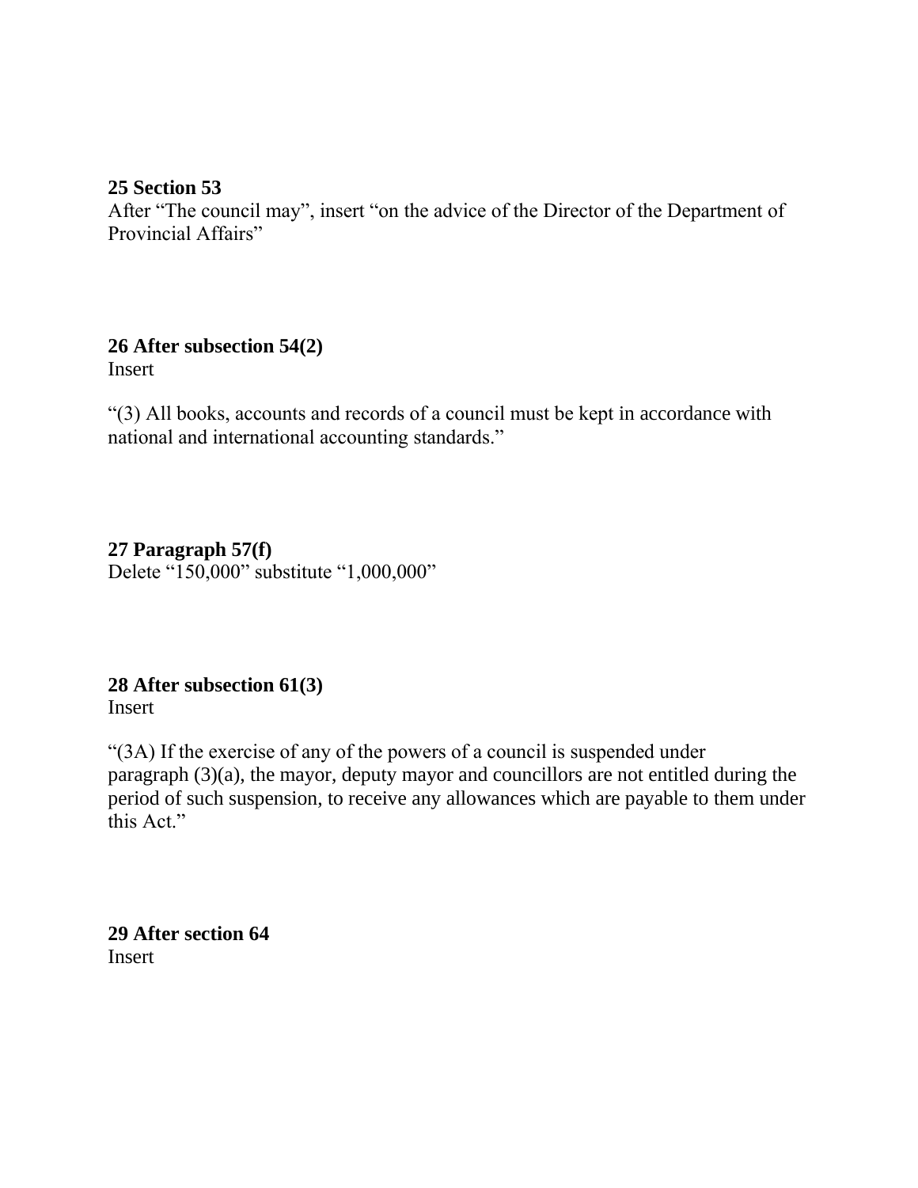**25 Section 53**
After “The council may”, insert “on the advice of the Director of the Department of Provincial Affairs”

**26 After subsection 54(2)**
Insert

“(3) All books, accounts and records of a council must be kept in accordance with national and international accounting standards.”

**27 Paragraph 57(f)**
Delete “150,000” substitute “1,000,000”

**28 After subsection 61(3)**
Insert

“(3A) If the exercise of any of the powers of a council is suspended under paragraph (3)(a), the mayor, deputy mayor and councillors are not entitled during the period of such suspension, to receive any allowances which are payable to them under this Act.”

**29 After section 64**
Insert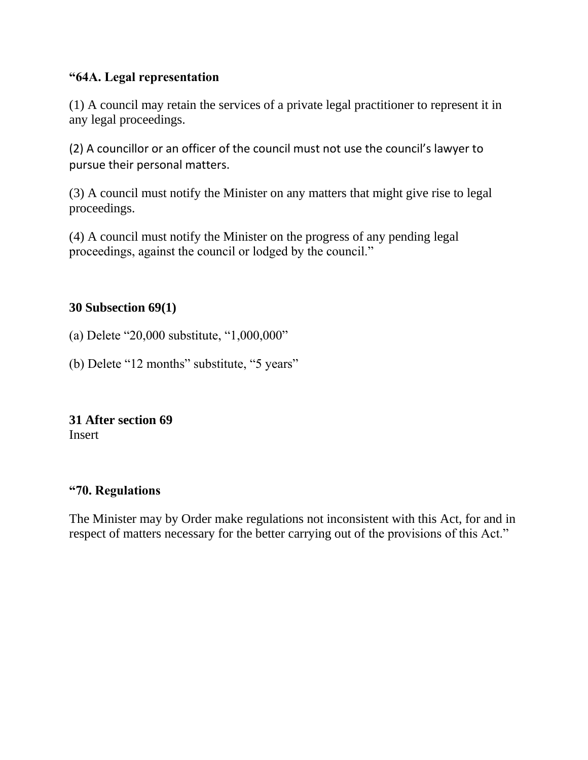**“64A. Legal representation**

(1) A council may retain the services of a private legal practitioner to represent it in any legal proceedings.

(2) A councillor or an officer of the council must not use the council’s lawyer to pursue their personal matters.

(3) A council must notify the Minister on any matters that might give rise to legal proceedings.

(4) A council must notify the Minister on the progress of any pending legal proceedings, against the council or lodged by the council.”

**30 Subsection 69(1)**

(a) Delete “20,000 substitute, “1,000,000”

(b) Delete “12 months” substitute, “5 years”

**31 After section 69**
Insert

**“70. Regulations**

The Minister may by Order make regulations not inconsistent with this Act, for and in respect of matters necessary for the better carrying out of the provisions of this Act.”